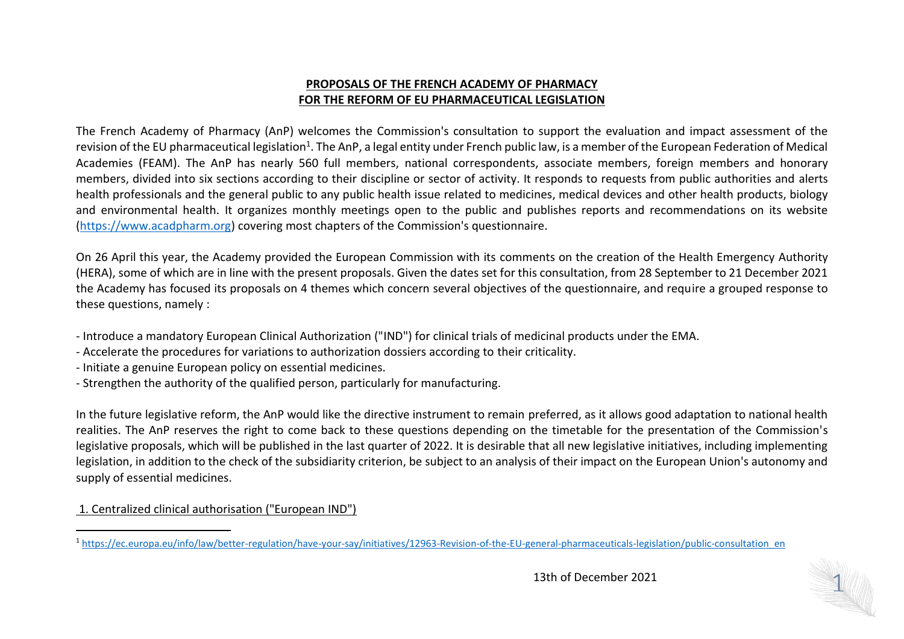**PROPOSALS OF THE FRENCH ACADEMY OF PHARMACY**
**FOR THE REFORM OF EU PHARMACEUTICAL LEGISLATION**

The French Academy of Pharmacy (AnP) welcomes the Commission's consultation to support the evaluation and impact assessment of the revision of the EU pharmaceutical legislation[1]. The AnP, a legal entity under French public law, is a member of the European Federation of Medical Academies (FEAM). The AnP has nearly 560 full members, national correspondents, associate members, foreign members and honorary members, divided into six sections according to their discipline or sector of activity. It responds to requests from public authorities and alerts health professionals and the general public to any public health issue related to medicines, medical devices and other health products, biology and environmental health. It organizes monthly meetings open to the public and publishes reports and recommendations on its website (https://www.acadpharm.org) covering most chapters of the Commission's questionnaire.

On 26 April this year, the Academy provided the European Commission with its comments on the creation of the Health Emergency Authority (HERA), some of which are in line with the present proposals. Given the dates set for this consultation, from 28 September to 21 December 2021 the Academy has focused its proposals on 4 themes which concern several objectives of the questionnaire, and require a grouped response to these questions, namely :

- Introduce a mandatory European Clinical Authorization ("IND") for clinical trials of medicinal products under the EMA.
- Accelerate the procedures for variations to authorization dossiers according to their criticality.
- Initiate a genuine European policy on essential medicines.
- Strengthen the authority of the qualified person, particularly for manufacturing.

In the future legislative reform, the AnP would like the directive instrument to remain preferred, as it allows good adaptation to national health realities. The AnP reserves the right to come back to these questions depending on the timetable for the presentation of the Commission's legislative proposals, which will be published in the last quarter of 2022. It is desirable that all new legislative initiatives, including implementing legislation, in addition to the check of the subsidiarity criterion, be subject to an analysis of their impact on the European Union's autonomy and supply of essential medicines.

## 1. Centralized clinical authorisation ("European IND")

[1] https://ec.europa.eu/info/law/better-regulation/have-your-say/initiatives/12963-Revision-of-the-EU-general-pharmaceuticals-legislation/public-consultation_en

13th of December 2021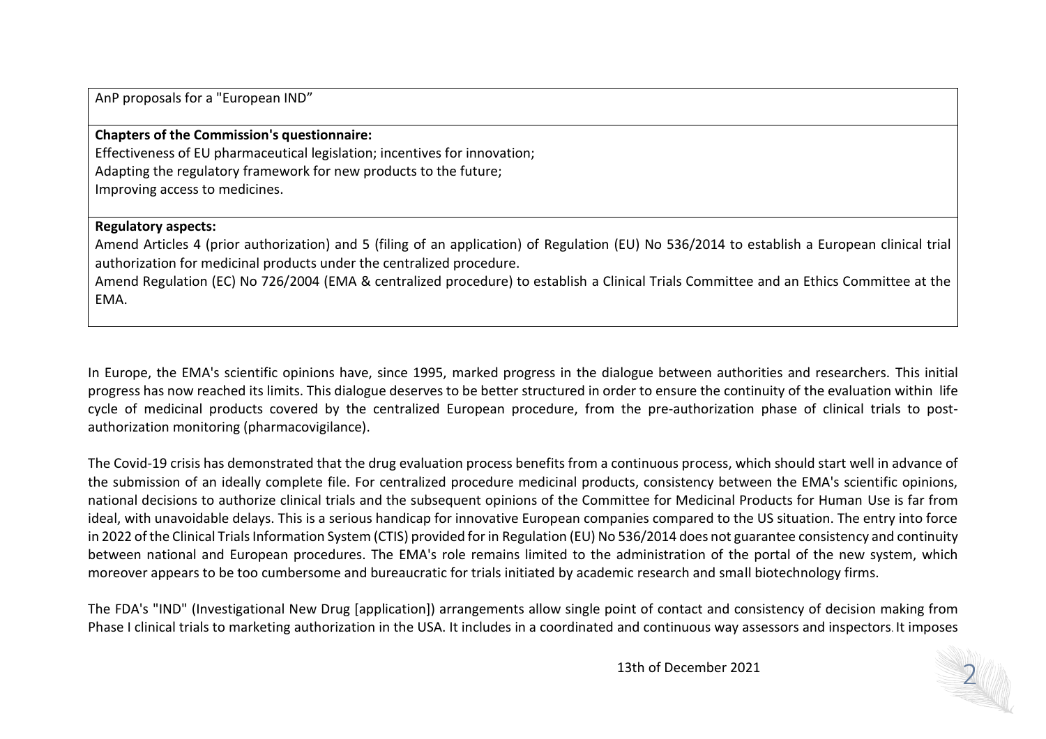AnP proposals for a "European IND”

**Chapters of the Commission's questionnaire:**
Effectiveness of EU pharmaceutical legislation; incentives for innovation;
Adapting the regulatory framework for new products to the future;
Improving access to medicines.

**Regulatory aspects:**
Amend Articles 4 (prior authorization) and 5 (filing of an application) of Regulation (EU) No 536/2014 to establish a European clinical trial authorization for medicinal products under the centralized procedure.
Amend Regulation (EC) No 726/2004 (EMA & centralized procedure) to establish a Clinical Trials Committee and an Ethics Committee at the EMA.

In Europe, the EMA's scientific opinions have, since 1995, marked progress in the dialogue between authorities and researchers. This initial progress has now reached its limits. This dialogue deserves to be better structured in order to ensure the continuity of the evaluation within life cycle of medicinal products covered by the centralized European procedure, from the pre-authorization phase of clinical trials to post-authorization monitoring (pharmacovigilance).

The Covid-19 crisis has demonstrated that the drug evaluation process benefits from a continuous process, which should start well in advance of the submission of an ideally complete file. For centralized procedure medicinal products, consistency between the EMA's scientific opinions, national decisions to authorize clinical trials and the subsequent opinions of the Committee for Medicinal Products for Human Use is far from ideal, with unavoidable delays. This is a serious handicap for innovative European companies compared to the US situation. The entry into force in 2022 of the Clinical Trials Information System (CTIS) provided for in Regulation (EU) No 536/2014 does not guarantee consistency and continuity between national and European procedures. The EMA's role remains limited to the administration of the portal of the new system, which moreover appears to be too cumbersome and bureaucratic for trials initiated by academic research and small biotechnology firms.

The FDA's "IND" (Investigational New Drug [application]) arrangements allow single point of contact and consistency of decision making from Phase I clinical trials to marketing authorization in the USA. It includes in a coordinated and continuous way assessors and inspectors. It imposes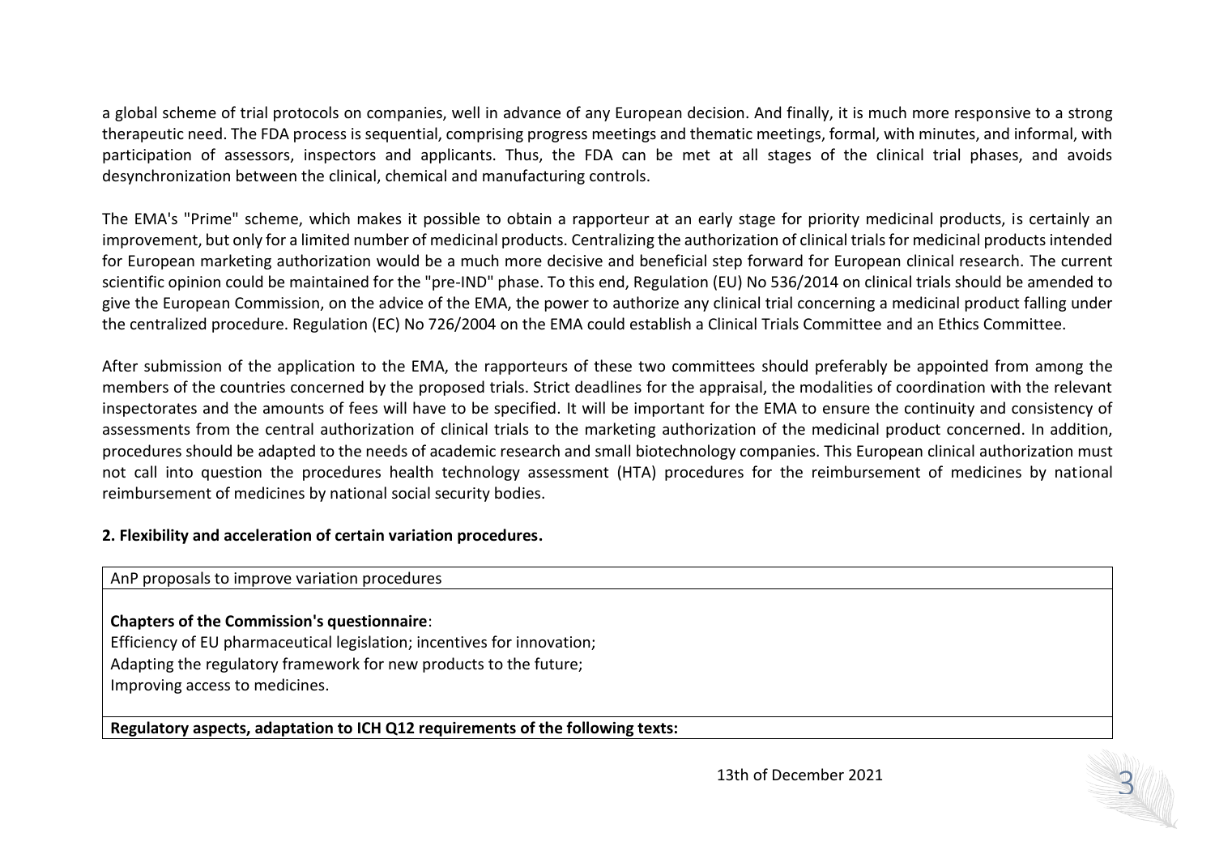a global scheme of trial protocols on companies, well in advance of any European decision. And finally, it is much more responsive to a strong therapeutic need. The FDA process is sequential, comprising progress meetings and thematic meetings, formal, with minutes, and informal, with participation of assessors, inspectors and applicants. Thus, the FDA can be met at all stages of the clinical trial phases, and avoids desynchronization between the clinical, chemical and manufacturing controls.

The EMA's "Prime" scheme, which makes it possible to obtain a rapporteur at an early stage for priority medicinal products, is certainly an improvement, but only for a limited number of medicinal products. Centralizing the authorization of clinical trials for medicinal products intended for European marketing authorization would be a much more decisive and beneficial step forward for European clinical research. The current scientific opinion could be maintained for the "pre-IND" phase. To this end, Regulation (EU) No 536/2014 on clinical trials should be amended to give the European Commission, on the advice of the EMA, the power to authorize any clinical trial concerning a medicinal product falling under the centralized procedure. Regulation (EC) No 726/2004 on the EMA could establish a Clinical Trials Committee and an Ethics Committee.

After submission of the application to the EMA, the rapporteurs of these two committees should preferably be appointed from among the members of the countries concerned by the proposed trials. Strict deadlines for the appraisal, the modalities of coordination with the relevant inspectorates and the amounts of fees will have to be specified. It will be important for the EMA to ensure the continuity and consistency of assessments from the central authorization of clinical trials to the marketing authorization of the medicinal product concerned. In addition, procedures should be adapted to the needs of academic research and small biotechnology companies. This European clinical authorization must not call into question the procedures health technology assessment (HTA) procedures for the reimbursement of medicines by national reimbursement of medicines by national social security bodies.

**2. Flexibility and acceleration of certain variation procedures.**

| AnP proposals to improve variation procedures |
|---|
| **Chapters of the Commission's questionnaire**:<br>Efficiency of EU pharmaceutical legislation; incentives for innovation;<br>Adapting the regulatory framework for new products to the future;<br>Improving access to medicines. |
| **Regulatory aspects, adaptation to ICH Q12 requirements of the following texts:** |

13th of December 2021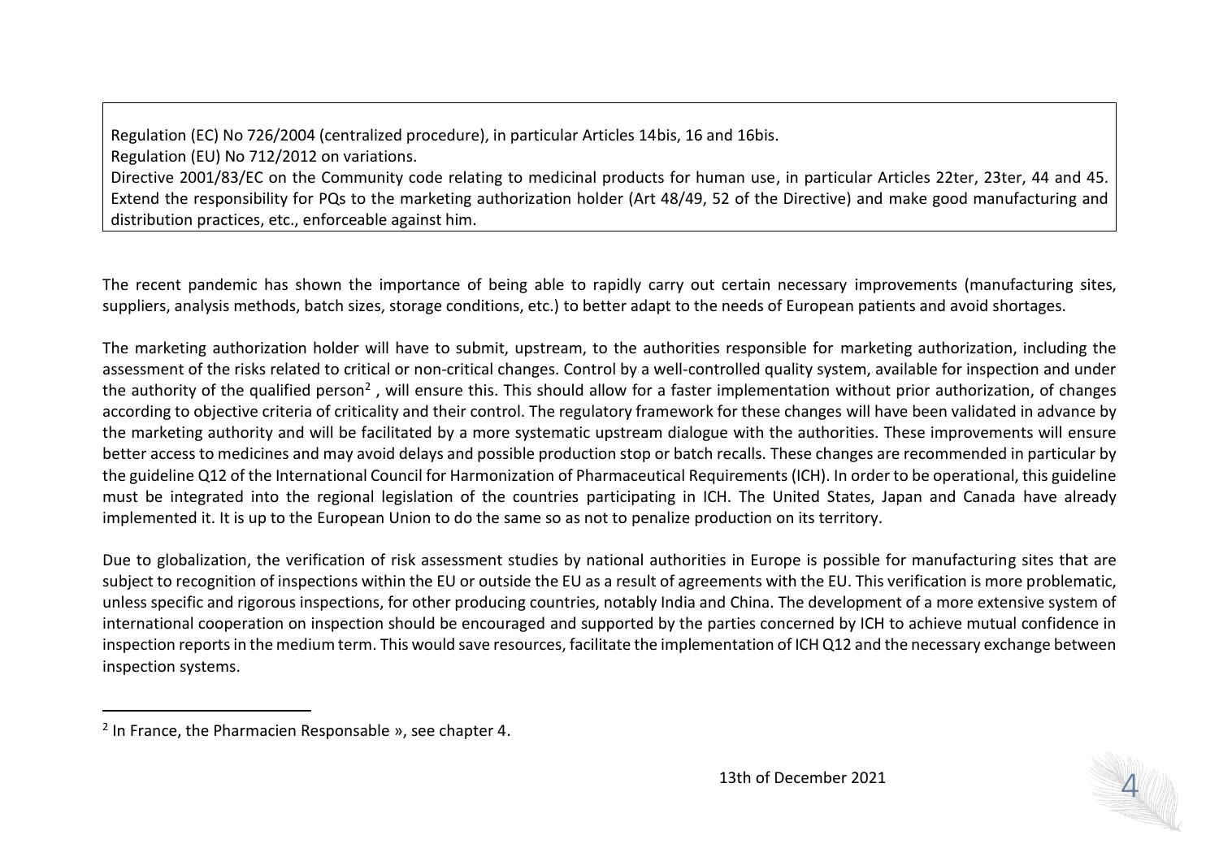| Regulation (EC) No 726/2004 (centralized procedure), in particular Articles 14bis, 16 and 16bis.<br>Regulation (EU) No 712/2012 on variations.<br>Directive 2001/83/EC on the Community code relating to medicinal products for human use, in particular Articles 22ter, 23ter, 44 and 45. Extend the responsibility for PQs to the marketing authorization holder (Art 48/49, 52 of the Directive) and make good manufacturing and distribution practices, etc., enforceable against him. |
|---|

The recent pandemic has shown the importance of being able to rapidly carry out certain necessary improvements (manufacturing sites, suppliers, analysis methods, batch sizes, storage conditions, etc.) to better adapt to the needs of European patients and avoid shortages.

The marketing authorization holder will have to submit, upstream, to the authorities responsible for marketing authorization, including the assessment of the risks related to critical or non-critical changes. Control by a well-controlled quality system, available for inspection and under the authority of the qualified person[2] , will ensure this. This should allow for a faster implementation without prior authorization, of changes according to objective criteria of criticality and their control. The regulatory framework for these changes will have been validated in advance by the marketing authority and will be facilitated by a more systematic upstream dialogue with the authorities. These improvements will ensure better access to medicines and may avoid delays and possible production stop or batch recalls. These changes are recommended in particular by the guideline Q12 of the International Council for Harmonization of Pharmaceutical Requirements (ICH). In order to be operational, this guideline must be integrated into the regional legislation of the countries participating in ICH. The United States, Japan and Canada have already implemented it. It is up to the European Union to do the same so as not to penalize production on its territory.

Due to globalization, the verification of risk assessment studies by national authorities in Europe is possible for manufacturing sites that are subject to recognition of inspections within the EU or outside the EU as a result of agreements with the EU. This verification is more problematic, unless specific and rigorous inspections, for other producing countries, notably India and China. The development of a more extensive system of international cooperation on inspection should be encouraged and supported by the parties concerned by ICH to achieve mutual confidence in inspection reports in the medium term. This would save resources, facilitate the implementation of ICH Q12 and the necessary exchange between inspection systems.

[2] In France, the Pharmacien Responsable », see chapter 4.

13th of December 2021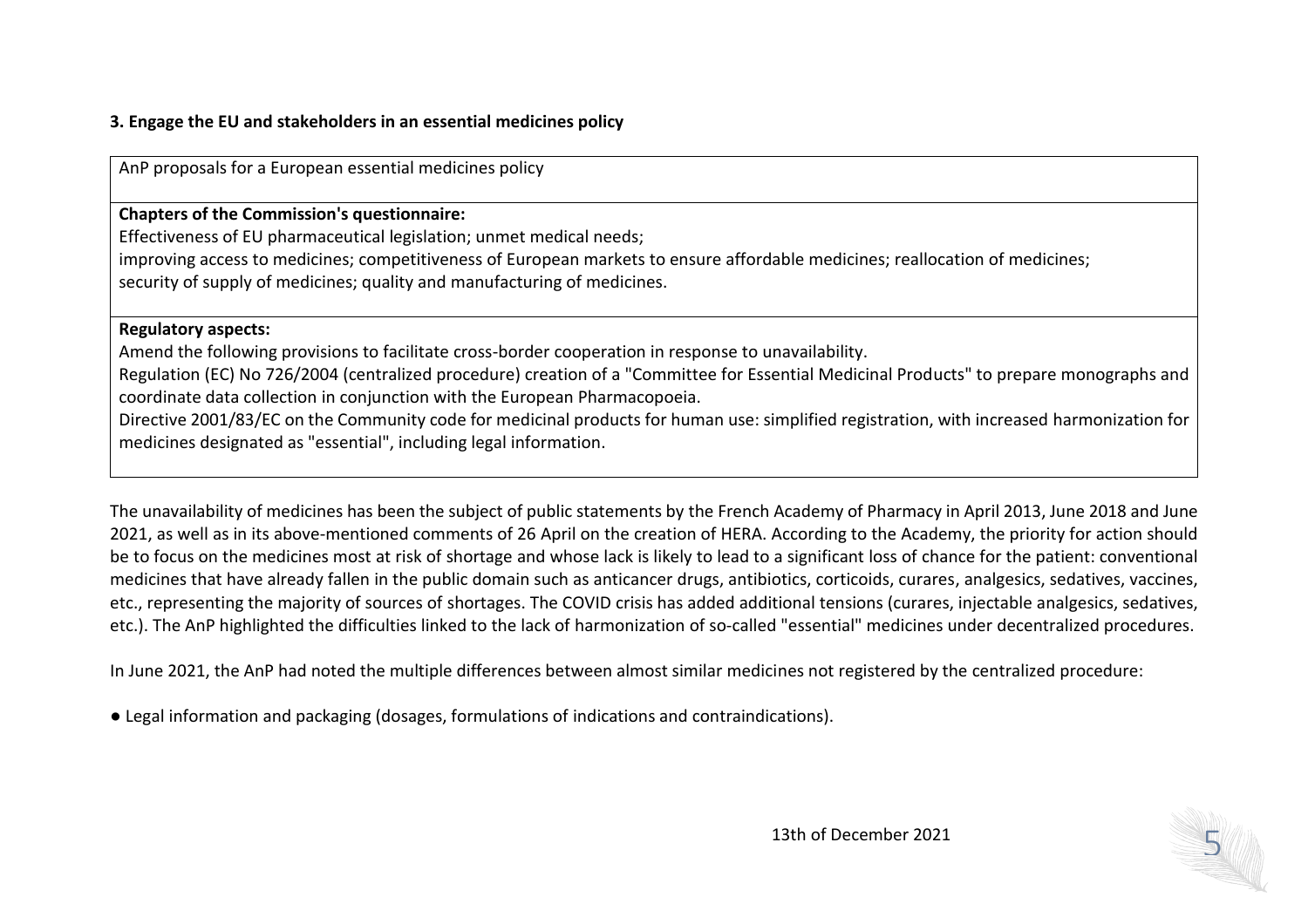**3. Engage the EU and stakeholders in an essential medicines policy**

| AnP proposals for a European essential medicines policy |
|---|
| **Chapters of the Commission's questionnaire:**<br>Effectiveness of EU pharmaceutical legislation; unmet medical needs;<br>improving access to medicines; competitiveness of European markets to ensure affordable medicines; reallocation of medicines;<br>security of supply of medicines; quality and manufacturing of medicines. |
| **Regulatory aspects:**<br>Amend the following provisions to facilitate cross-border cooperation in response to unavailability.<br>Regulation (EC) No 726/2004 (centralized procedure) creation of a "Committee for Essential Medicinal Products" to prepare monographs and coordinate data collection in conjunction with the European Pharmacopoeia.<br>Directive 2001/83/EC on the Community code for medicinal products for human use: simplified registration, with increased harmonization for medicines designated as "essential", including legal information. |

The unavailability of medicines has been the subject of public statements by the French Academy of Pharmacy in April 2013, June 2018 and June 2021, as well as in its above-mentioned comments of 26 April on the creation of HERA. According to the Academy, the priority for action should be to focus on the medicines most at risk of shortage and whose lack is likely to lead to a significant loss of chance for the patient: conventional medicines that have already fallen in the public domain such as anticancer drugs, antibiotics, corticoids, curares, analgesics, sedatives, vaccines, etc., representing the majority of sources of shortages. The COVID crisis has added additional tensions (curares, injectable analgesics, sedatives, etc.). The AnP highlighted the difficulties linked to the lack of harmonization of so-called "essential" medicines under decentralized procedures.

In June 2021, the AnP had noted the multiple differences between almost similar medicines not registered by the centralized procedure:

- Legal information and packaging (dosages, formulations of indications and contraindications).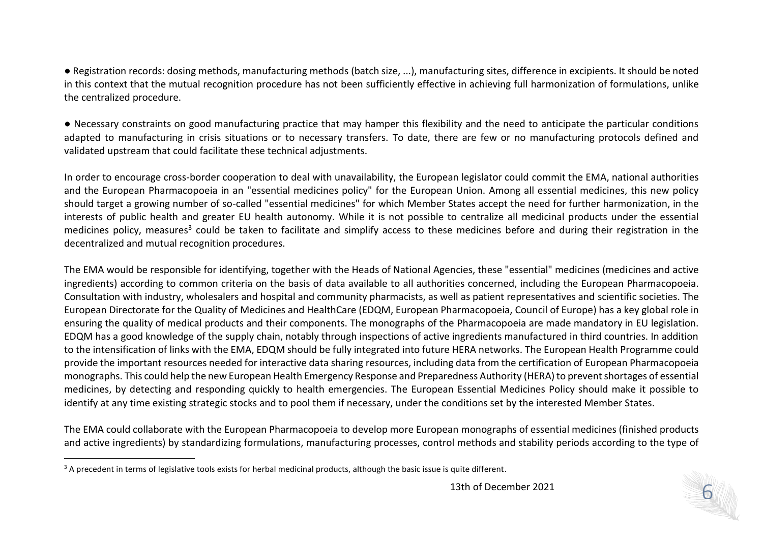- Registration records: dosing methods, manufacturing methods (batch size, ...), manufacturing sites, difference in excipients. It should be noted in this context that the mutual recognition procedure has not been sufficiently effective in achieving full harmonization of formulations, unlike the centralized procedure.

- Necessary constraints on good manufacturing practice that may hamper this flexibility and the need to anticipate the particular conditions adapted to manufacturing in crisis situations or to necessary transfers. To date, there are few or no manufacturing protocols defined and validated upstream that could facilitate these technical adjustments.

In order to encourage cross-border cooperation to deal with unavailability, the European legislator could commit the EMA, national authorities and the European Pharmacopoeia in an "essential medicines policy" for the European Union. Among all essential medicines, this new policy should target a growing number of so-called "essential medicines" for which Member States accept the need for further harmonization, in the interests of public health and greater EU health autonomy. While it is not possible to centralize all medicinal products under the essential medicines policy, measures[3] could be taken to facilitate and simplify access to these medicines before and during their registration in the decentralized and mutual recognition procedures.

The EMA would be responsible for identifying, together with the Heads of National Agencies, these "essential" medicines (medicines and active ingredients) according to common criteria on the basis of data available to all authorities concerned, including the European Pharmacopoeia. Consultation with industry, wholesalers and hospital and community pharmacists, as well as patient representatives and scientific societies. The European Directorate for the Quality of Medicines and HealthCare (EDQM, European Pharmacopoeia, Council of Europe) has a key global role in ensuring the quality of medical products and their components. The monographs of the Pharmacopoeia are made mandatory in EU legislation. EDQM has a good knowledge of the supply chain, notably through inspections of active ingredients manufactured in third countries. In addition to the intensification of links with the EMA, EDQM should be fully integrated into future HERA networks. The European Health Programme could provide the important resources needed for interactive data sharing resources, including data from the certification of European Pharmacopoeia monographs. This could help the new European Health Emergency Response and Preparedness Authority (HERA) to prevent shortages of essential medicines, by detecting and responding quickly to health emergencies. The European Essential Medicines Policy should make it possible to identify at any time existing strategic stocks and to pool them if necessary, under the conditions set by the interested Member States.

The EMA could collaborate with the European Pharmacopoeia to develop more European monographs of essential medicines (finished products and active ingredients) by standardizing formulations, manufacturing processes, control methods and stability periods according to the type of

[3] A precedent in terms of legislative tools exists for herbal medicinal products, although the basic issue is quite different.

13th of December 2021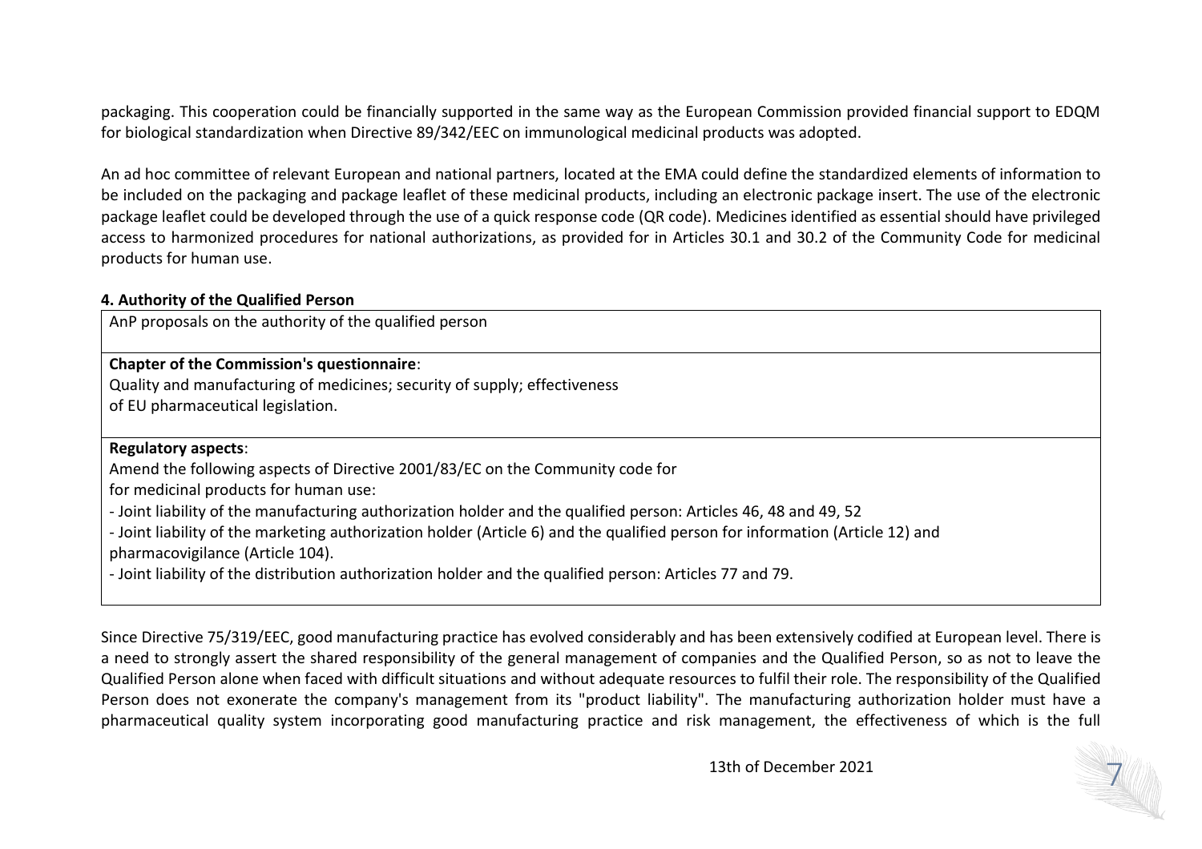packaging. This cooperation could be financially supported in the same way as the European Commission provided financial support to EDQM for biological standardization when Directive 89/342/EEC on immunological medicinal products was adopted.

An ad hoc committee of relevant European and national partners, located at the EMA could define the standardized elements of information to be included on the packaging and package leaflet of these medicinal products, including an electronic package insert. The use of the electronic package leaflet could be developed through the use of a quick response code (QR code). Medicines identified as essential should have privileged access to harmonized procedures for national authorizations, as provided for in Articles 30.1 and 30.2 of the Community Code for medicinal products for human use.

**4. Authority of the Qualified Person**

| AnP proposals on the authority of the qualified person |
|---|
| **Chapter of the Commission's questionnaire**:<br>Quality and manufacturing of medicines; security of supply; effectiveness<br>of EU pharmaceutical legislation. |
| **Regulatory aspects**:<br>Amend the following aspects of Directive 2001/83/EC on the Community code for<br>for medicinal products for human use:<br>- Joint liability of the manufacturing authorization holder and the qualified person: Articles 46, 48 and 49, 52<br>- Joint liability of the marketing authorization holder (Article 6) and the qualified person for information (Article 12) and<br>pharmacovigilance (Article 104).<br>- Joint liability of the distribution authorization holder and the qualified person: Articles 77 and 79. |

Since Directive 75/319/EEC, good manufacturing practice has evolved considerably and has been extensively codified at European level. There is a need to strongly assert the shared responsibility of the general management of companies and the Qualified Person, so as not to leave the Qualified Person alone when faced with difficult situations and without adequate resources to fulfil their role. The responsibility of the Qualified Person does not exonerate the company's management from its "product liability". The manufacturing authorization holder must have a pharmaceutical quality system incorporating good manufacturing practice and risk management, the effectiveness of which is the full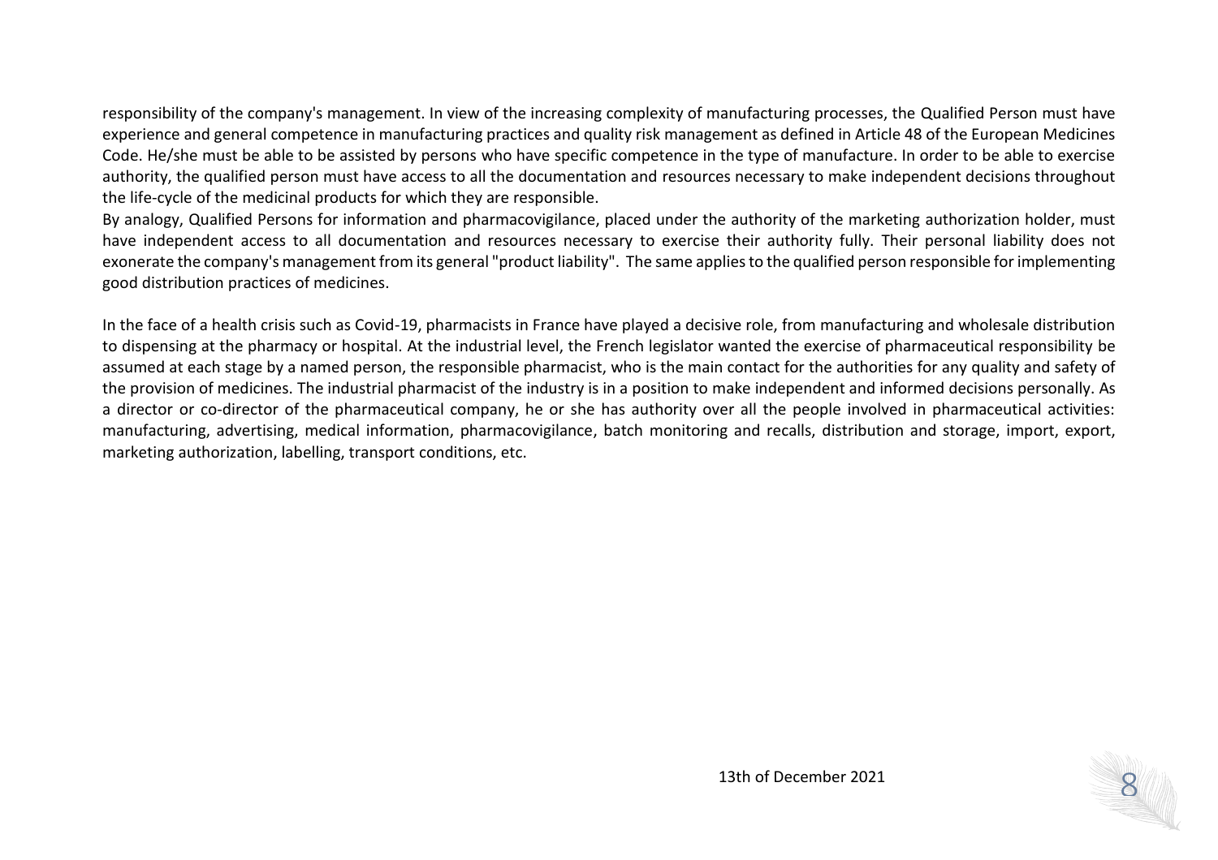responsibility of the company's management. In view of the increasing complexity of manufacturing processes, the Qualified Person must have experience and general competence in manufacturing practices and quality risk management as defined in Article 48 of the European Medicines Code. He/she must be able to be assisted by persons who have specific competence in the type of manufacture. In order to be able to exercise authority, the qualified person must have access to all the documentation and resources necessary to make independent decisions throughout the life-cycle of the medicinal products for which they are responsible.

By analogy, Qualified Persons for information and pharmacovigilance, placed under the authority of the marketing authorization holder, must have independent access to all documentation and resources necessary to exercise their authority fully. Their personal liability does not exonerate the company's management from its general "product liability". The same applies to the qualified person responsible for implementing good distribution practices of medicines.

In the face of a health crisis such as Covid-19, pharmacists in France have played a decisive role, from manufacturing and wholesale distribution to dispensing at the pharmacy or hospital. At the industrial level, the French legislator wanted the exercise of pharmaceutical responsibility be assumed at each stage by a named person, the responsible pharmacist, who is the main contact for the authorities for any quality and safety of the provision of medicines. The industrial pharmacist of the industry is in a position to make independent and informed decisions personally. As a director or co-director of the pharmaceutical company, he or she has authority over all the people involved in pharmaceutical activities: manufacturing, advertising, medical information, pharmacovigilance, batch monitoring and recalls, distribution and storage, import, export, marketing authorization, labelling, transport conditions, etc.

13th of December 2021